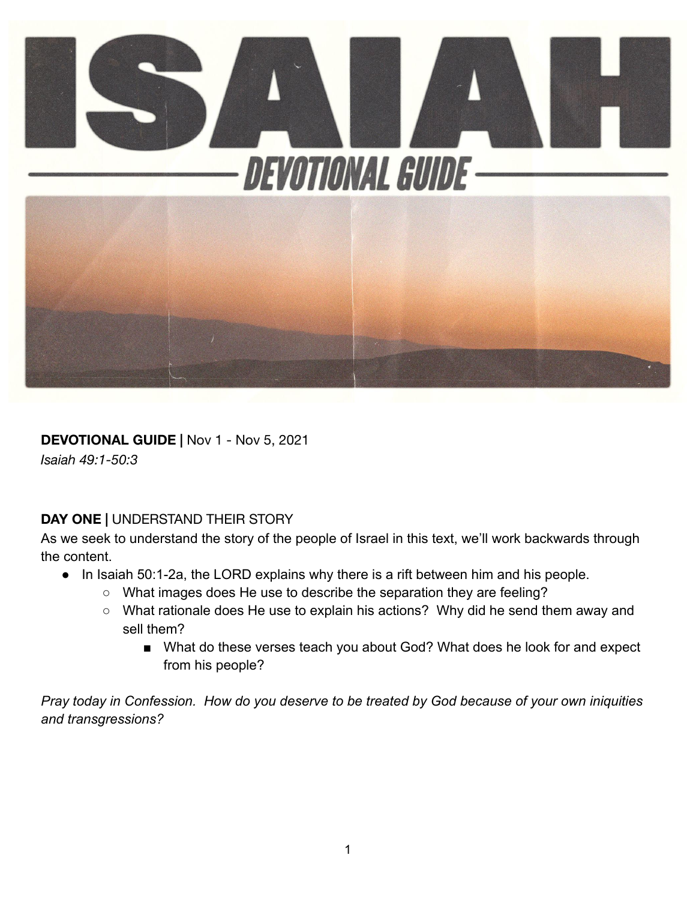# ISAIAH

## DEVOTIONAL GUIDE

**DEVOTIONAL GUIDE |** Nov 1 - Nov 5, 2021
*Isaiah 49:1-50:3*

**DAY ONE |** UNDERSTAND THEIR STORY

As we seek to understand the story of the people of Israel in this text, we'll work backwards through the content.

- In Isaiah 50:1-2a, the LORD explains why there is a rift between him and his people.
    - What images does He use to describe the separation they are feeling?
    - What rationale does He use to explain his actions? Why did he send them away and sell them?
        - What do these verses teach you about God? What does he look for and expect from his people?

*Pray today in Confession. How do you deserve to be treated by God because of your own iniquities and transgressions?*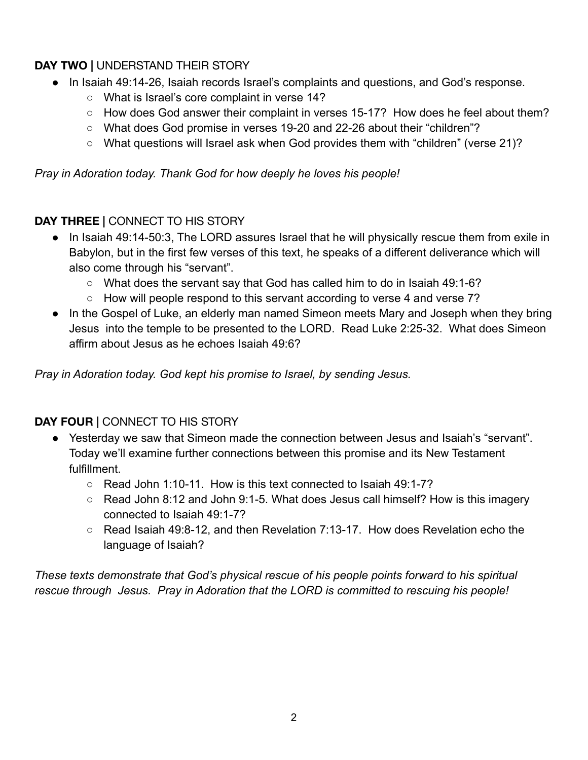**DAY TWO |** UNDERSTAND THEIR STORY

- In Isaiah 49:14-26, Isaiah records Israel's complaints and questions, and God's response.
  - What is Israel's core complaint in verse 14?
  - How does God answer their complaint in verses 15-17? How does he feel about them?
  - What does God promise in verses 19-20 and 22-26 about their "children"?
  - What questions will Israel ask when God provides them with "children" (verse 21)?

*Pray in Adoration today. Thank God for how deeply he loves his people!*

**DAY THREE |** CONNECT TO HIS STORY

- In Isaiah 49:14-50:3, The LORD assures Israel that he will physically rescue them from exile in Babylon, but in the first few verses of this text, he speaks of a different deliverance which will also come through his "servant".
  - What does the servant say that God has called him to do in Isaiah 49:1-6?
  - How will people respond to this servant according to verse 4 and verse 7?
- In the Gospel of Luke, an elderly man named Simeon meets Mary and Joseph when they bring Jesus into the temple to be presented to the LORD. Read Luke 2:25-32. What does Simeon affirm about Jesus as he echoes Isaiah 49:6?

*Pray in Adoration today. God kept his promise to Israel, by sending Jesus.*

**DAY FOUR |** CONNECT TO HIS STORY

- Yesterday we saw that Simeon made the connection between Jesus and Isaiah's "servant". Today we'll examine further connections between this promise and its New Testament fulfillment.
  - Read John 1:10-11. How is this text connected to Isaiah 49:1-7?
  - Read John 8:12 and John 9:1-5. What does Jesus call himself? How is this imagery connected to Isaiah 49:1-7?
  - Read Isaiah 49:8-12, and then Revelation 7:13-17. How does Revelation echo the language of Isaiah?

*These texts demonstrate that God's physical rescue of his people points forward to his spiritual rescue through Jesus. Pray in Adoration that the LORD is committed to rescuing his people!*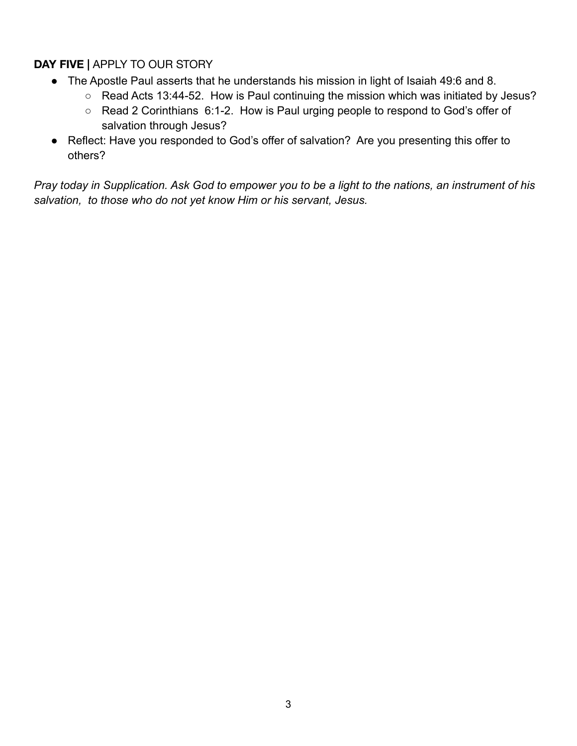**DAY FIVE |** APPLY TO OUR STORY

- The Apostle Paul asserts that he understands his mission in light of Isaiah 49:6 and 8.
  - Read Acts 13:44-52. How is Paul continuing the mission which was initiated by Jesus?
  - Read 2 Corinthians 6:1-2. How is Paul urging people to respond to God's offer of salvation through Jesus?
- Reflect: Have you responded to God's offer of salvation? Are you presenting this offer to others?

*Pray today in Supplication. Ask God to empower you to be a light to the nations, an instrument of his salvation, to those who do not yet know Him or his servant, Jesus.*